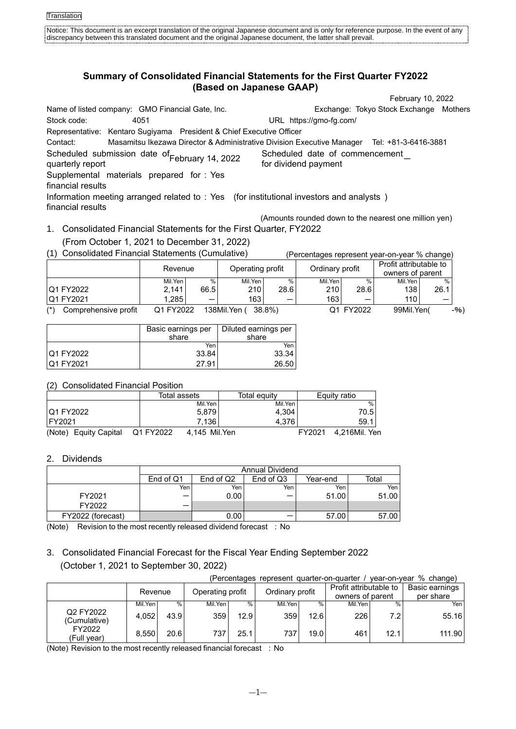Translation

Notice: This document is an excerpt translation of the original Japanese document and is only for reference purpose. In the event of any discrepancy between this translated document and the original Japanese document, the latter shall prevail.

# Summary of Consolidated Financial Statements for the First Quarter FY2022 (Based on Japanese GAAP)

February 10, 2022

Name of listed company: GMO Financial Gate, Inc. Exchange: Tokyo Stock Exchange Mothers

Stock code: 4051 URL https://gmo-fg.com/

Representative: Kentaro Sugiyama President & Chief Executive Officer

Contact: Masamitsu Ikezawa Director & Administrative Division Executive Manager Tel: +81-3-6416-3881

Scheduled submission date of quarterly report: February 14, 2022

Scheduled date of commencement for dividend payment: —

Supplemental materials prepared for financial results: Yes

Information meeting arranged related to financial results: Yes (for institutional investors and analysts )

(Amounts rounded down to the nearest one million yen)

1. Consolidated Financial Statements for the First Quarter, FY2022 (From October 1, 2021 to December 31, 2022)

(1) Consolidated Financial Statements (Cumulative)

(Percentages represent year-on-year % change)

| | Revenue | | Operating profit | | Ordinary profit | | Profit attributable to owners of parent | |
|---|---|---|---|---|---|---|---|---|
| | Mil.Yen | % | Mil.Yen | % | Mil.Yen | % | Mil.Yen | % |
| Q1 FY2022 | 2,141 | 66.5 | 210 | 28.6 | 210 | 28.6 | 138 | 26.1 |
| Q1 FY2021 | 1,285 | — | 163 | — | 163 | — | 110 | — |

(*) Comprehensive profit Q1 FY2022 138Mil.Yen ( 38.8%) Q1 FY2022 99Mil.Yen( -%)

| | Basic earnings per share | Diluted earnings per share |
|---|---|---|
| | Yen | Yen |
| Q1 FY2022 | 33.84 | 33.34 |
| Q1 FY2021 | 27.91 | 26.50 |

(2) Consolidated Financial Position

| | Total assets | Total equity | Equity ratio |
|---|---|---|---|
| | Mil.Yen | Mil.Yen | % |
| Q1 FY2022 | 5,879 | 4,304 | 70.5 |
| FY2021 | 7,136 | 4,376 | 59.1 |

(Note) Equity Capital Q1 FY2022 4,145 Mil.Yen FY2021 4,216Mil. Yen

2. Dividends

| | Annual Dividend | | | | |
|---|---|---|---|---|---|
| | End of Q1 | End of Q2 | End of Q3 | Year-end | Total |
| | Yen | Yen | Yen | Yen | Yen |
| FY2021 | — | 0.00 | — | 51.00 | 51.00 |
| FY2022 | — | | | | |
| FY2022 (forecast) | | 0.00 | — | 57.00 | 57.00 |

(Note) Revision to the most recently released dividend forecast : No

3. Consolidated Financial Forecast for the Fiscal Year Ending September 2022 (October 1, 2021 to September 30, 2022)

(Percentages represent quarter-on-quarter / year-on-year % change)

| | Revenue | | Operating profit | | Ordinary profit | | Profit attributable to owners of parent | | Basic earnings per share |
|---|---|---|---|---|---|---|---|---|---|
| | Mil.Yen | % | Mil.Yen | % | Mil.Yen | % | Mil.Yen | % | Yen |
| Q2 FY2022 (Cumulative) | 4,052 | 43.9 | 359 | 12.9 | 359 | 12.6 | 226 | 7.2 | 55.16 |
| FY2022 (Full year) | 8,550 | 20.6 | 737 | 25.1 | 737 | 19.0 | 461 | 12.1 | 111.90 |

(Note) Revision to the most recently released financial forecast : No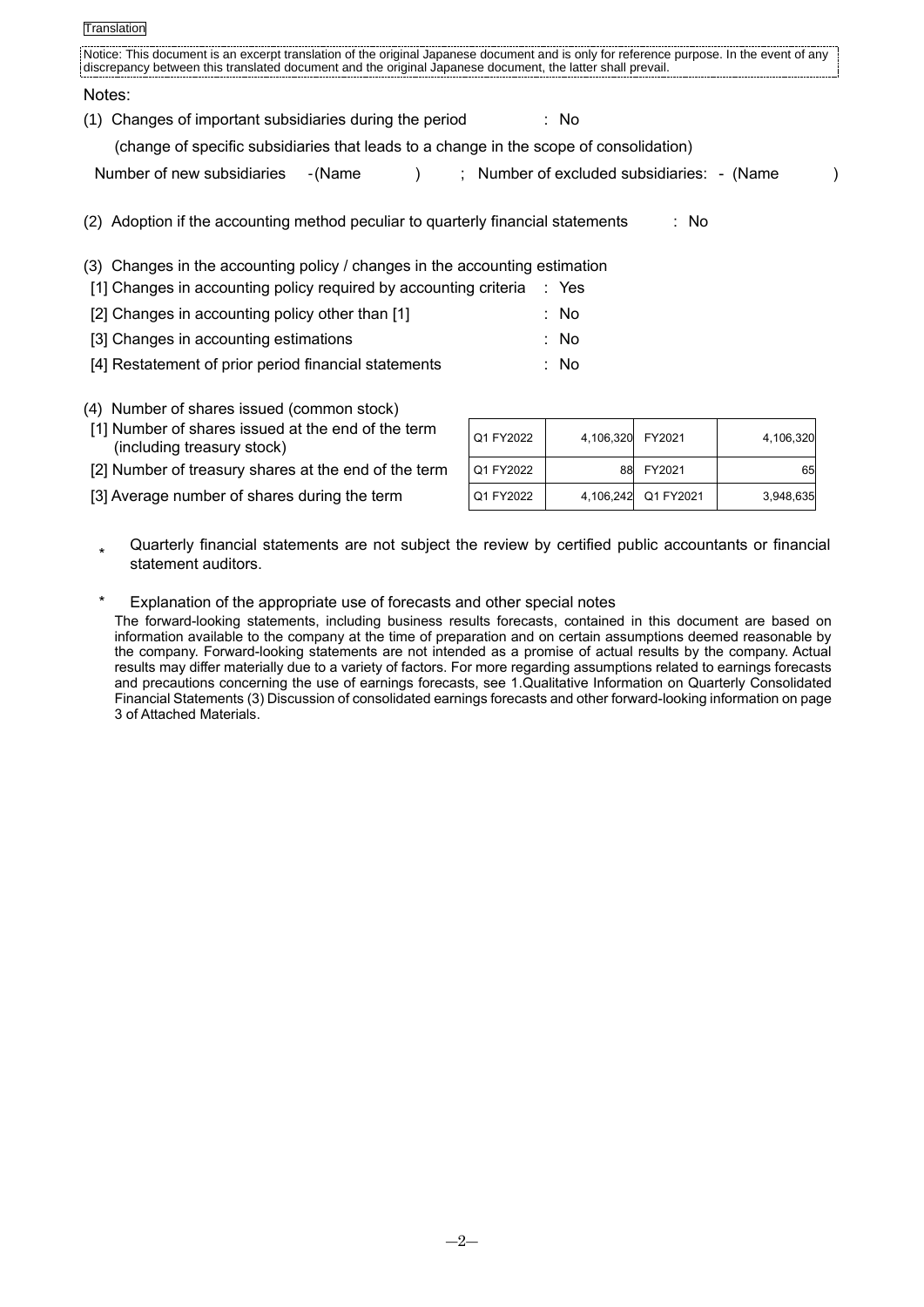Translation

Notice: This document is an excerpt translation of the original Japanese document and is only for reference purpose. In the event of any discrepancy between this translated document and the original Japanese document, the latter shall prevail.

Notes:

(1) Changes of important subsidiaries during the period : No

(change of specific subsidiaries that leads to a change in the scope of consolidation)

Number of new subsidiaries -(Name ) ; Number of excluded subsidiaries: - (Name )

(2) Adoption if the accounting method peculiar to quarterly financial statements : No

(3) Changes in the accounting policy / changes in the accounting estimation

[1] Changes in accounting policy required by accounting criteria : Yes

[2] Changes in accounting policy other than [1] : No

[3] Changes in accounting estimations : No

[4] Restatement of prior period financial statements : No

(4) Number of shares issued (common stock)

| | | | | |
|---|---|---|---|---|
| [1] Number of shares issued at the end of the term (including treasury stock) | Q1 FY2022 | 4,106,320 | FY2021 | 4,106,320 |
| [2] Number of treasury shares at the end of the term | Q1 FY2022 | 88 | FY2021 | 65 |
| [3] Average number of shares during the term | Q1 FY2022 | 4,106,242 | Q1 FY2021 | 3,948,635 |

\* Quarterly financial statements are not subject the review by certified public accountants or financial statement auditors.

\* Explanation of the appropriate use of forecasts and other special notes

The forward-looking statements, including business results forecasts, contained in this document are based on information available to the company at the time of preparation and on certain assumptions deemed reasonable by the company. Forward-looking statements are not intended as a promise of actual results by the company. Actual results may differ materially due to a variety of factors. For more regarding assumptions related to earnings forecasts and precautions concerning the use of earnings forecasts, see 1.Qualitative Information on Quarterly Consolidated Financial Statements (3) Discussion of consolidated earnings forecasts and other forward-looking information on page 3 of Attached Materials.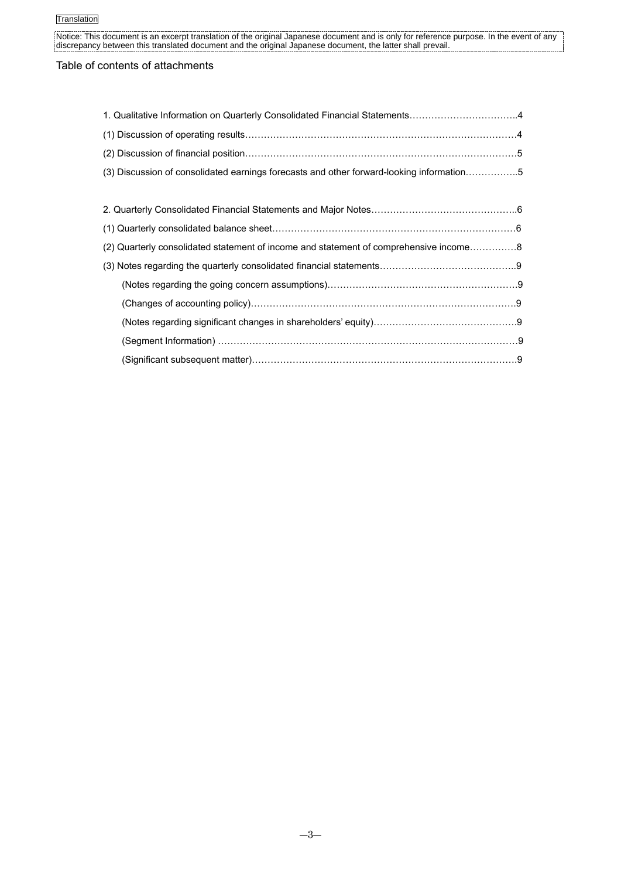Translation

Notice: This document is an excerpt translation of the original Japanese document and is only for reference purpose. In the event of any discrepancy between this translated document and the original Japanese document, the latter shall prevail.

# Table of contents of attachments

1. Qualitative Information on Quarterly Consolidated Financial Statements……………………………..4

(1) Discussion of operating results……………………………………………………………………………4

(2) Discussion of financial position……………………………………………………………………………5

(3) Discussion of consolidated earnings forecasts and other forward-looking information……………..5

2. Quarterly Consolidated Financial Statements and Major Notes………………………………………..6

(1) Quarterly consolidated balance sheet…………………………………………………………………6

(2) Quarterly consolidated statement of income and statement of comprehensive income……………8

(3) Notes regarding the quarterly consolidated financial statements……………………………………..9

- (Notes regarding the going concern assumptions)……………………………………………………9
- (Changes of accounting policy)………………………………………………………………………….9
- (Notes regarding significant changes in shareholders' equity)………………………………………9
- (Segment Information) ……………………………………………………………………………………9
- (Significant subsequent matter)…………………………………………………………………………9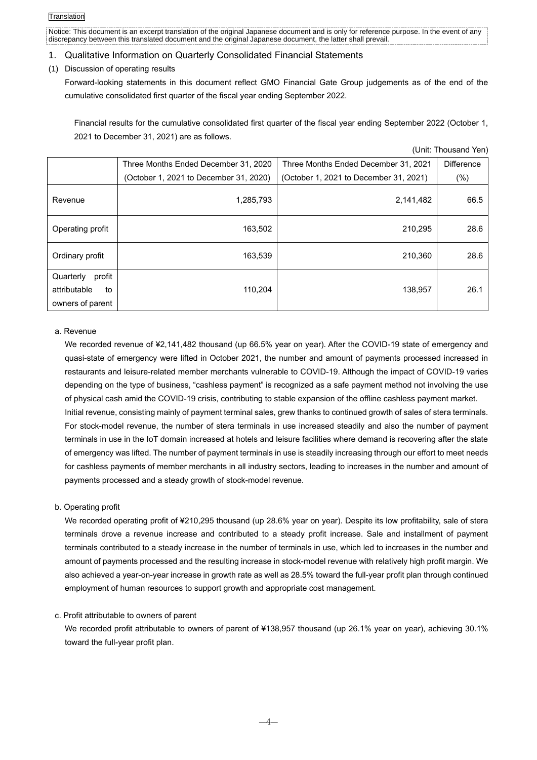Translation

Notice: This document is an excerpt translation of the original Japanese document and is only for reference purpose. In the event of any discrepancy between this translated document and the original Japanese document, the latter shall prevail.

## 1. Qualitative Information on Quarterly Consolidated Financial Statements

### (1) Discussion of operating results

Forward-looking statements in this document reflect GMO Financial Gate Group judgements as of the end of the cumulative consolidated first quarter of the fiscal year ending September 2022.

Financial results for the cumulative consolidated first quarter of the fiscal year ending September 2022 (October 1, 2021 to December 31, 2021) are as follows.

(Unit: Thousand Yen)

| | Three Months Ended December 31, 2020 (October 1, 2021 to December 31, 2020) | Three Months Ended December 31, 2021 (October 1, 2021 to December 31, 2021) | Difference (%) |
|---|---|---|---|
| Revenue | 1,285,793 | 2,141,482 | 66.5 |
| Operating profit | 163,502 | 210,295 | 28.6 |
| Ordinary profit | 163,539 | 210,360 | 28.6 |
| Quarterly profit attributable to owners of parent | 110,204 | 138,957 | 26.1 |

a. Revenue

We recorded revenue of ¥2,141,482 thousand (up 66.5% year on year). After the COVID-19 state of emergency and quasi-state of emergency were lifted in October 2021, the number and amount of payments processed increased in restaurants and leisure-related member merchants vulnerable to COVID-19. Although the impact of COVID-19 varies depending on the type of business, “cashless payment” is recognized as a safe payment method not involving the use of physical cash amid the COVID-19 crisis, contributing to stable expansion of the offline cashless payment market.
Initial revenue, consisting mainly of payment terminal sales, grew thanks to continued growth of sales of stera terminals. For stock-model revenue, the number of stera terminals in use increased steadily and also the number of payment terminals in use in the IoT domain increased at hotels and leisure facilities where demand is recovering after the state of emergency was lifted. The number of payment terminals in use is steadily increasing through our effort to meet needs for cashless payments of member merchants in all industry sectors, leading to increases in the number and amount of payments processed and a steady growth of stock-model revenue.

b. Operating profit

We recorded operating profit of ¥210,295 thousand (up 28.6% year on year). Despite its low profitability, sale of stera terminals drove a revenue increase and contributed to a steady profit increase. Sale and installment of payment terminals contributed to a steady increase in the number of terminals in use, which led to increases in the number and amount of payments processed and the resulting increase in stock-model revenue with relatively high profit margin. We also achieved a year-on-year increase in growth rate as well as 28.5% toward the full-year profit plan through continued employment of human resources to support growth and appropriate cost management.

c. Profit attributable to owners of parent

We recorded profit attributable to owners of parent of ¥138,957 thousand (up 26.1% year on year), achieving 30.1% toward the full-year profit plan.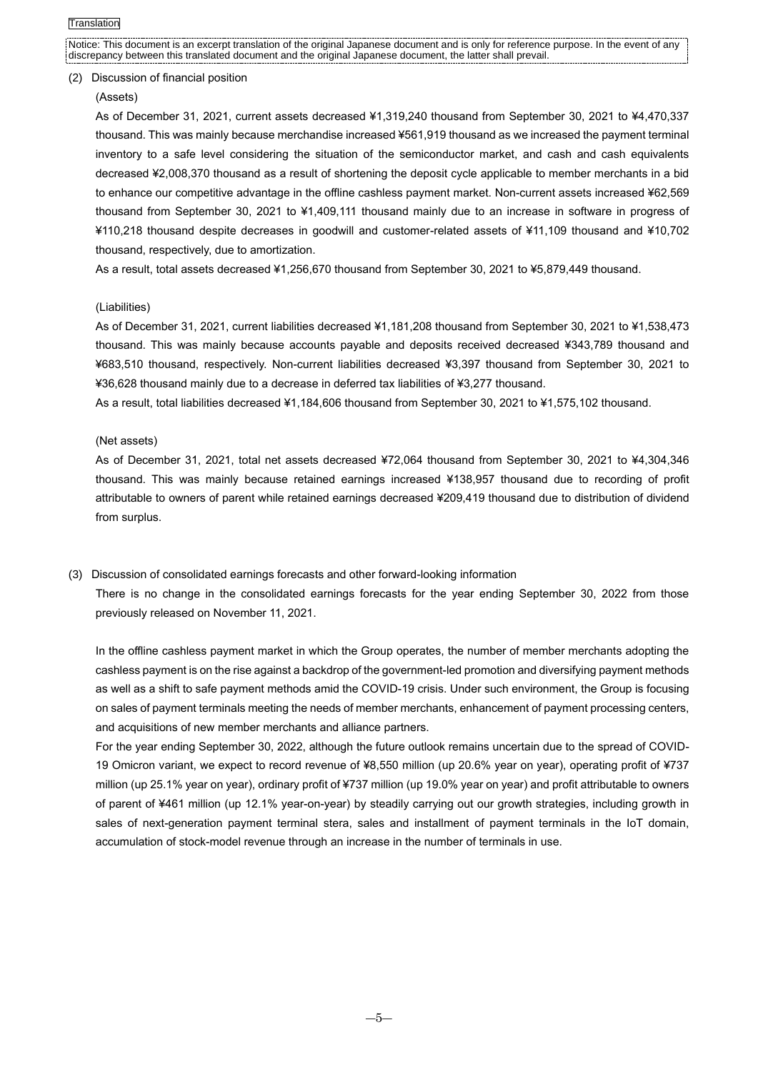Translation

Notice: This document is an excerpt translation of the original Japanese document and is only for reference purpose. In the event of any discrepancy between this translated document and the original Japanese document, the latter shall prevail.

(2) Discussion of financial position

(Assets)

As of December 31, 2021, current assets decreased ¥1,319,240 thousand from September 30, 2021 to ¥4,470,337 thousand. This was mainly because merchandise increased ¥561,919 thousand as we increased the payment terminal inventory to a safe level considering the situation of the semiconductor market, and cash and cash equivalents decreased ¥2,008,370 thousand as a result of shortening the deposit cycle applicable to member merchants in a bid to enhance our competitive advantage in the offline cashless payment market. Non-current assets increased ¥62,569 thousand from September 30, 2021 to ¥1,409,111 thousand mainly due to an increase in software in progress of ¥110,218 thousand despite decreases in goodwill and customer-related assets of ¥11,109 thousand and ¥10,702 thousand, respectively, due to amortization.

As a result, total assets decreased ¥1,256,670 thousand from September 30, 2021 to ¥5,879,449 thousand.

(Liabilities)

As of December 31, 2021, current liabilities decreased ¥1,181,208 thousand from September 30, 2021 to ¥1,538,473 thousand. This was mainly because accounts payable and deposits received decreased ¥343,789 thousand and ¥683,510 thousand, respectively. Non-current liabilities decreased ¥3,397 thousand from September 30, 2021 to ¥36,628 thousand mainly due to a decrease in deferred tax liabilities of ¥3,277 thousand.

As a result, total liabilities decreased ¥1,184,606 thousand from September 30, 2021 to ¥1,575,102 thousand.

(Net assets)

As of December 31, 2021, total net assets decreased ¥72,064 thousand from September 30, 2021 to ¥4,304,346 thousand. This was mainly because retained earnings increased ¥138,957 thousand due to recording of profit attributable to owners of parent while retained earnings decreased ¥209,419 thousand due to distribution of dividend from surplus.

(3) Discussion of consolidated earnings forecasts and other forward-looking information

There is no change in the consolidated earnings forecasts for the year ending September 30, 2022 from those previously released on November 11, 2021.

In the offline cashless payment market in which the Group operates, the number of member merchants adopting the cashless payment is on the rise against a backdrop of the government-led promotion and diversifying payment methods as well as a shift to safe payment methods amid the COVID-19 crisis. Under such environment, the Group is focusing on sales of payment terminals meeting the needs of member merchants, enhancement of payment processing centers, and acquisitions of new member merchants and alliance partners.

For the year ending September 30, 2022, although the future outlook remains uncertain due to the spread of COVID-19 Omicron variant, we expect to record revenue of ¥8,550 million (up 20.6% year on year), operating profit of ¥737 million (up 25.1% year on year), ordinary profit of ¥737 million (up 19.0% year on year) and profit attributable to owners of parent of ¥461 million (up 12.1% year-on-year) by steadily carrying out our growth strategies, including growth in sales of next-generation payment terminal stera, sales and installment of payment terminals in the IoT domain, accumulation of stock-model revenue through an increase in the number of terminals in use.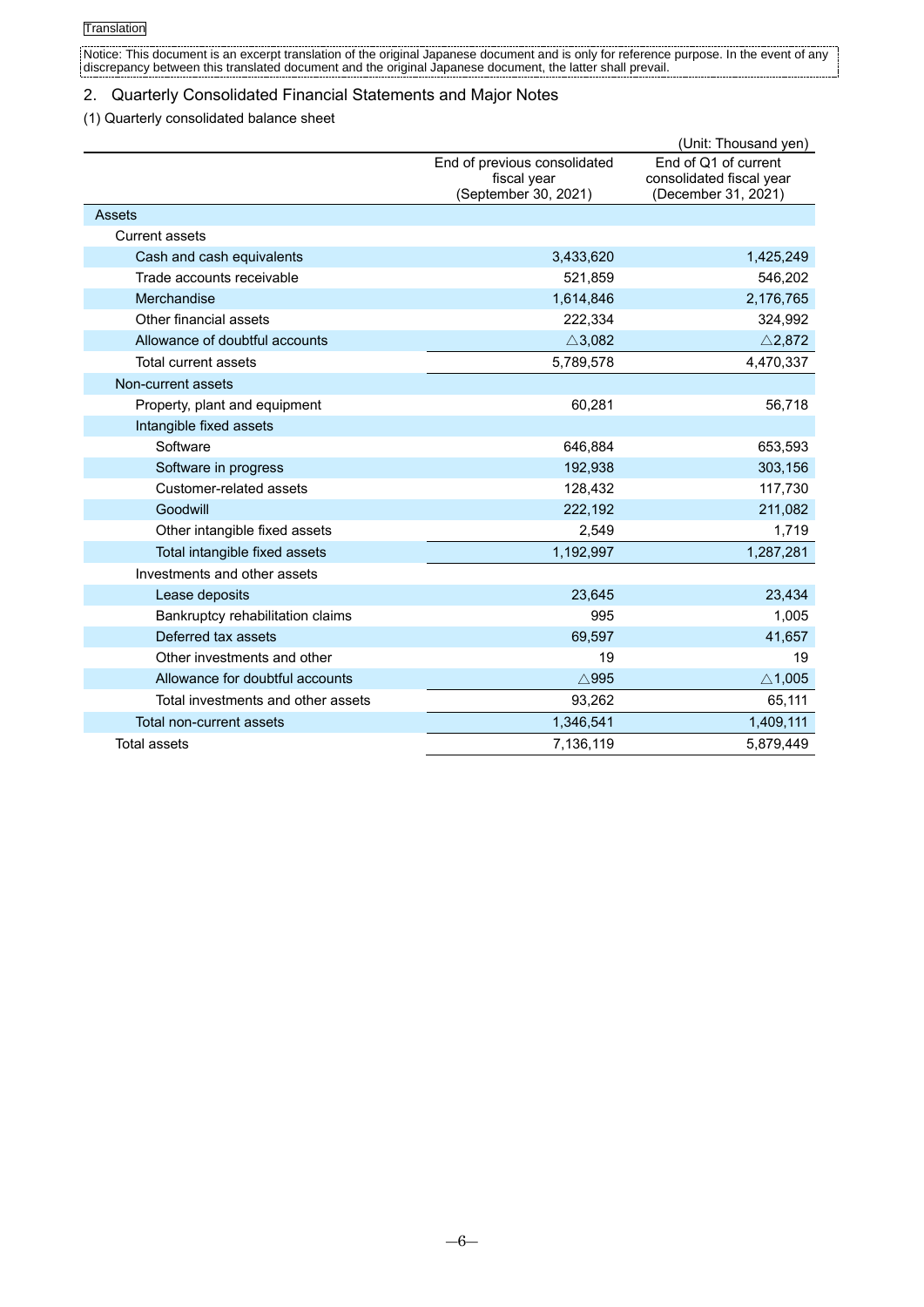Translation

Notice: This document is an excerpt translation of the original Japanese document and is only for reference purpose. In the event of any discrepancy between this translated document and the original Japanese document, the latter shall prevail.

## 2. Quarterly Consolidated Financial Statements and Major Notes

### (1) Quarterly consolidated balance sheet

(Unit: Thousand yen)

| | End of previous consolidated fiscal year (September 30, 2021) | End of Q1 of current consolidated fiscal year (December 31, 2021) |
|---|---|---|
| Assets | | |
| Current assets | | |
| Cash and cash equivalents | 3,433,620 | 1,425,249 |
| Trade accounts receivable | 521,859 | 546,202 |
| Merchandise | 1,614,846 | 2,176,765 |
| Other financial assets | 222,334 | 324,992 |
| Allowance of doubtful accounts | △3,082 | △2,872 |
| Total current assets | 5,789,578 | 4,470,337 |
| Non-current assets | | |
| Property, plant and equipment | 60,281 | 56,718 |
| Intangible fixed assets | | |
| Software | 646,884 | 653,593 |
| Software in progress | 192,938 | 303,156 |
| Customer-related assets | 128,432 | 117,730 |
| Goodwill | 222,192 | 211,082 |
| Other intangible fixed assets | 2,549 | 1,719 |
| Total intangible fixed assets | 1,192,997 | 1,287,281 |
| Investments and other assets | | |
| Lease deposits | 23,645 | 23,434 |
| Bankruptcy rehabilitation claims | 995 | 1,005 |
| Deferred tax assets | 69,597 | 41,657 |
| Other investments and other | 19 | 19 |
| Allowance for doubtful accounts | △995 | △1,005 |
| Total investments and other assets | 93,262 | 65,111 |
| Total non-current assets | 1,346,541 | 1,409,111 |
| Total assets | 7,136,119 | 5,879,449 |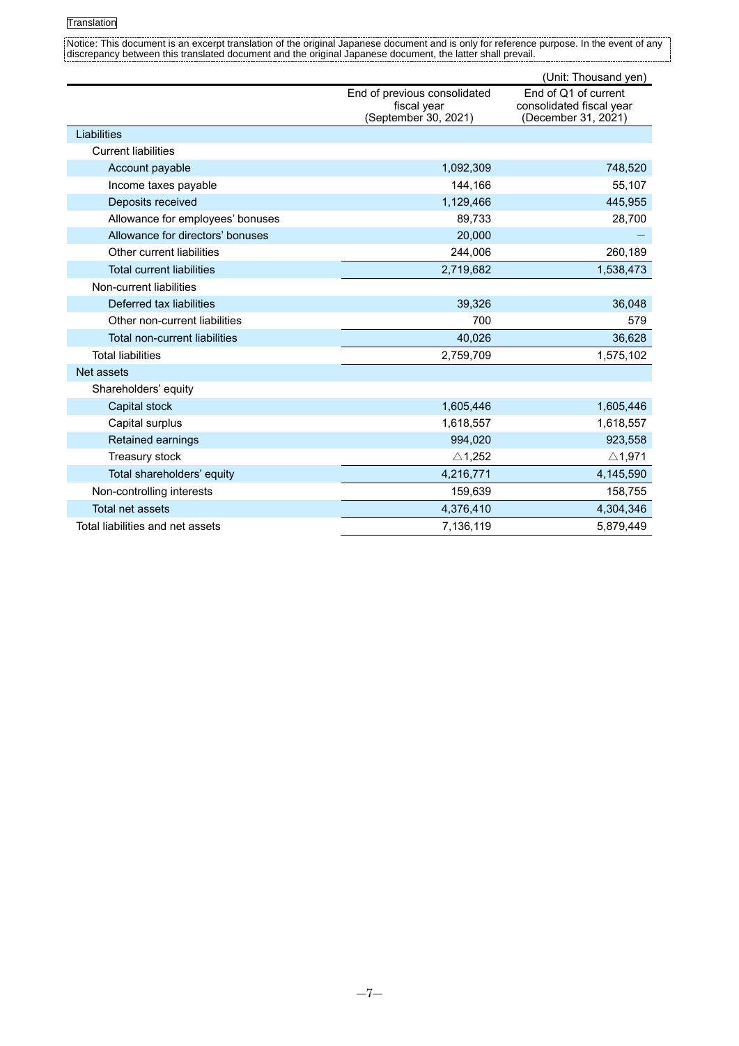Translation

Notice: This document is an excerpt translation of the original Japanese document and is only for reference purpose. In the event of any discrepancy between this translated document and the original Japanese document, the latter shall prevail.

(Unit: Thousand yen)

| | End of previous consolidated fiscal year (September 30, 2021) | End of Q1 of current consolidated fiscal year (December 31, 2021) |
|---|---|---|
| Liabilities | | |
| Current liabilities | | |
| Account payable | 1,092,309 | 748,520 |
| Income taxes payable | 144,166 | 55,107 |
| Deposits received | 1,129,466 | 445,955 |
| Allowance for employees' bonuses | 89,733 | 28,700 |
| Allowance for directors' bonuses | 20,000 | — |
| Other current liabilities | 244,006 | 260,189 |
| Total current liabilities | 2,719,682 | 1,538,473 |
| Non-current liabilities | | |
| Deferred tax liabilities | 39,326 | 36,048 |
| Other non-current liabilities | 700 | 579 |
| Total non-current liabilities | 40,026 | 36,628 |
| Total liabilities | 2,759,709 | 1,575,102 |
| Net assets | | |
| Shareholders' equity | | |
| Capital stock | 1,605,446 | 1,605,446 |
| Capital surplus | 1,618,557 | 1,618,557 |
| Retained earnings | 994,020 | 923,558 |
| Treasury stock | △1,252 | △1,971 |
| Total shareholders' equity | 4,216,771 | 4,145,590 |
| Non-controlling interests | 159,639 | 158,755 |
| Total net assets | 4,376,410 | 4,304,346 |
| Total liabilities and net assets | 7,136,119 | 5,879,449 |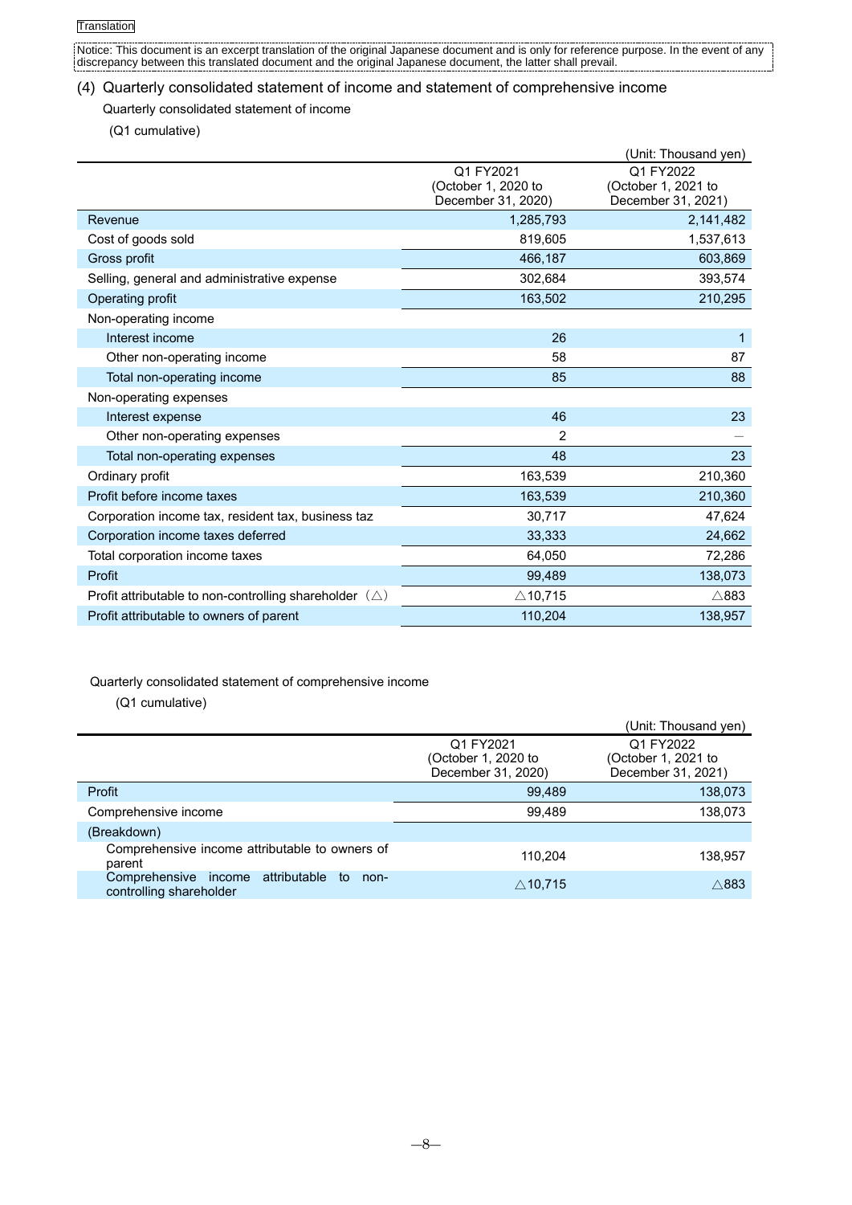Translation

Notice: This document is an excerpt translation of the original Japanese document and is only for reference purpose. In the event of any discrepancy between this translated document and the original Japanese document, the latter shall prevail.

## (4) Quarterly consolidated statement of income and statement of comprehensive income

Quarterly consolidated statement of income

(Q1 cumulative)

(Unit: Thousand yen)

| | Q1 FY2021 (October 1, 2020 to December 31, 2020) | Q1 FY2022 (October 1, 2021 to December 31, 2021) |
|---|---|---|
| Revenue | 1,285,793 | 2,141,482 |
| Cost of goods sold | 819,605 | 1,537,613 |
| Gross profit | 466,187 | 603,869 |
| Selling, general and administrative expense | 302,684 | 393,574 |
| Operating profit | 163,502 | 210,295 |
| Non-operating income | | |
| Interest income | 26 | 1 |
| Other non-operating income | 58 | 87 |
| Total non-operating income | 85 | 88 |
| Non-operating expenses | | |
| Interest expense | 46 | 23 |
| Other non-operating expenses | 2 | — |
| Total non-operating expenses | 48 | 23 |
| Ordinary profit | 163,539 | 210,360 |
| Profit before income taxes | 163,539 | 210,360 |
| Corporation income tax, resident tax, business taz | 30,717 | 47,624 |
| Corporation income taxes deferred | 33,333 | 24,662 |
| Total corporation income taxes | 64,050 | 72,286 |
| Profit | 99,489 | 138,073 |
| Profit attributable to non-controlling shareholder (△) | △10,715 | △883 |
| Profit attributable to owners of parent | 110,204 | 138,957 |

Quarterly consolidated statement of comprehensive income

(Q1 cumulative)

(Unit: Thousand yen)

| | Q1 FY2021 (October 1, 2020 to December 31, 2020) | Q1 FY2022 (October 1, 2021 to December 31, 2021) |
|---|---|---|
| Profit | 99,489 | 138,073 |
| Comprehensive income | 99,489 | 138,073 |
| (Breakdown) | | |
| Comprehensive income attributable to owners of parent | 110,204 | 138,957 |
| Comprehensive income attributable to non-controlling shareholder | △10,715 | △883 |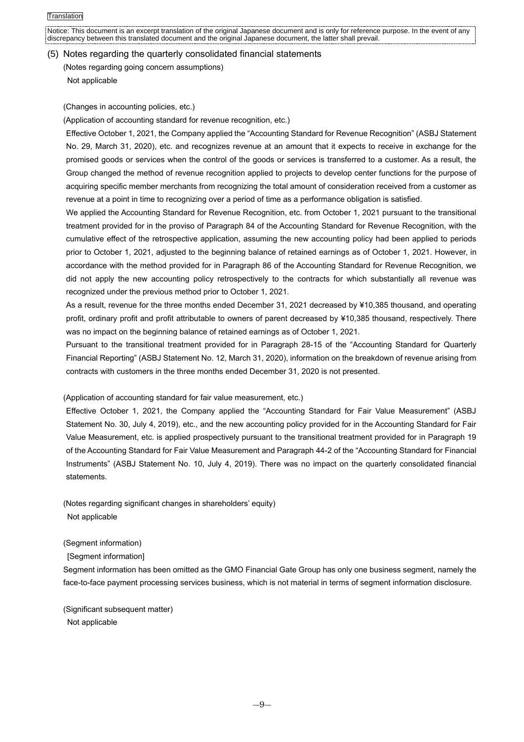Translation

Notice: This document is an excerpt translation of the original Japanese document and is only for reference purpose. In the event of any discrepancy between this translated document and the original Japanese document, the latter shall prevail.

## (5) Notes regarding the quarterly consolidated financial statements

(Notes regarding going concern assumptions)

Not applicable

(Changes in accounting policies, etc.)

(Application of accounting standard for revenue recognition, etc.)

Effective October 1, 2021, the Company applied the "Accounting Standard for Revenue Recognition" (ASBJ Statement No. 29, March 31, 2020), etc. and recognizes revenue at an amount that it expects to receive in exchange for the promised goods or services when the control of the goods or services is transferred to a customer. As a result, the Group changed the method of revenue recognition applied to projects to develop center functions for the purpose of acquiring specific member merchants from recognizing the total amount of consideration received from a customer as revenue at a point in time to recognizing over a period of time as a performance obligation is satisfied.

We applied the Accounting Standard for Revenue Recognition, etc. from October 1, 2021 pursuant to the transitional treatment provided for in the proviso of Paragraph 84 of the Accounting Standard for Revenue Recognition, with the cumulative effect of the retrospective application, assuming the new accounting policy had been applied to periods prior to October 1, 2021, adjusted to the beginning balance of retained earnings as of October 1, 2021. However, in accordance with the method provided for in Paragraph 86 of the Accounting Standard for Revenue Recognition, we did not apply the new accounting policy retrospectively to the contracts for which substantially all revenue was recognized under the previous method prior to October 1, 2021.

As a result, revenue for the three months ended December 31, 2021 decreased by ¥10,385 thousand, and operating profit, ordinary profit and profit attributable to owners of parent decreased by ¥10,385 thousand, respectively. There was no impact on the beginning balance of retained earnings as of October 1, 2021.

Pursuant to the transitional treatment provided for in Paragraph 28-15 of the "Accounting Standard for Quarterly Financial Reporting" (ASBJ Statement No. 12, March 31, 2020), information on the breakdown of revenue arising from contracts with customers in the three months ended December 31, 2020 is not presented.

(Application of accounting standard for fair value measurement, etc.)

Effective October 1, 2021, the Company applied the "Accounting Standard for Fair Value Measurement" (ASBJ Statement No. 30, July 4, 2019), etc., and the new accounting policy provided for in the Accounting Standard for Fair Value Measurement, etc. is applied prospectively pursuant to the transitional treatment provided for in Paragraph 19 of the Accounting Standard for Fair Value Measurement and Paragraph 44-2 of the "Accounting Standard for Financial Instruments" (ASBJ Statement No. 10, July 4, 2019). There was no impact on the quarterly consolidated financial statements.

(Notes regarding significant changes in shareholders' equity)

Not applicable

(Segment information)

[Segment information]

Segment information has been omitted as the GMO Financial Gate Group has only one business segment, namely the face-to-face payment processing services business, which is not material in terms of segment information disclosure.

(Significant subsequent matter)

Not applicable